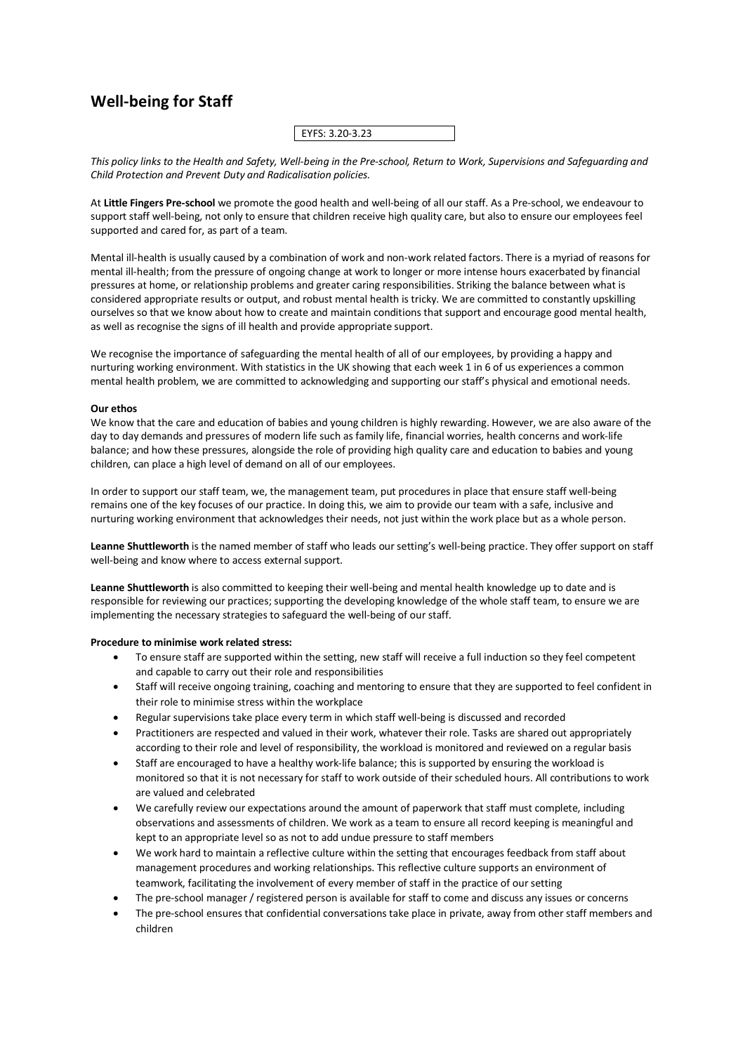# Well-being for Staff

EYFS: 3.20-3.23

*This policy links to the Health and Safety, Well-being in the Pre-school, Return to Work, Supervisions and Safeguarding and Child Protection and Prevent Duty and Radicalisation policies.*

At **Little Fingers Pre-school** we promote the good health and well-being of all our staff. As a Pre-school, we endeavour to support staff well-being, not only to ensure that children receive high quality care, but also to ensure our employees feel supported and cared for, as part of a team.

Mental ill-health is usually caused by a combination of work and non-work related factors. There is a myriad of reasons for mental ill-health; from the pressure of ongoing change at work to longer or more intense hours exacerbated by financial pressures at home, or relationship problems and greater caring responsibilities. Striking the balance between what is considered appropriate results or output, and robust mental health is tricky. We are committed to constantly upskilling ourselves so that we know about how to create and maintain conditions that support and encourage good mental health, as well as recognise the signs of ill health and provide appropriate support.

We recognise the importance of safeguarding the mental health of all of our employees, by providing a happy and nurturing working environment. With statistics in the UK showing that each week 1 in 6 of us experiences a common mental health problem, we are committed to acknowledging and supporting our staff's physical and emotional needs.

**Our ethos**

We know that the care and education of babies and young children is highly rewarding. However, we are also aware of the day to day demands and pressures of modern life such as family life, financial worries, health concerns and work-life balance; and how these pressures, alongside the role of providing high quality care and education to babies and young children, can place a high level of demand on all of our employees.

In order to support our staff team, we, the management team, put procedures in place that ensure staff well-being remains one of the key focuses of our practice. In doing this, we aim to provide our team with a safe, inclusive and nurturing working environment that acknowledges their needs, not just within the work place but as a whole person.

**Leanne Shuttleworth** is the named member of staff who leads our setting's well-being practice. They offer support on staff well-being and know where to access external support.

**Leanne Shuttleworth** is also committed to keeping their well-being and mental health knowledge up to date and is responsible for reviewing our practices; supporting the developing knowledge of the whole staff team, to ensure we are implementing the necessary strategies to safeguard the well-being of our staff.

**Procedure to minimise work related stress:**

- To ensure staff are supported within the setting, new staff will receive a full induction so they feel competent and capable to carry out their role and responsibilities
- Staff will receive ongoing training, coaching and mentoring to ensure that they are supported to feel confident in their role to minimise stress within the workplace
- Regular supervisions take place every term in which staff well-being is discussed and recorded
- Practitioners are respected and valued in their work, whatever their role. Tasks are shared out appropriately according to their role and level of responsibility, the workload is monitored and reviewed on a regular basis
- Staff are encouraged to have a healthy work-life balance; this is supported by ensuring the workload is monitored so that it is not necessary for staff to work outside of their scheduled hours. All contributions to work are valued and celebrated
- We carefully review our expectations around the amount of paperwork that staff must complete, including observations and assessments of children. We work as a team to ensure all record keeping is meaningful and kept to an appropriate level so as not to add undue pressure to staff members
- We work hard to maintain a reflective culture within the setting that encourages feedback from staff about management procedures and working relationships. This reflective culture supports an environment of teamwork, facilitating the involvement of every member of staff in the practice of our setting
- The pre-school manager / registered person is available for staff to come and discuss any issues or concerns
- The pre-school ensures that confidential conversations take place in private, away from other staff members and children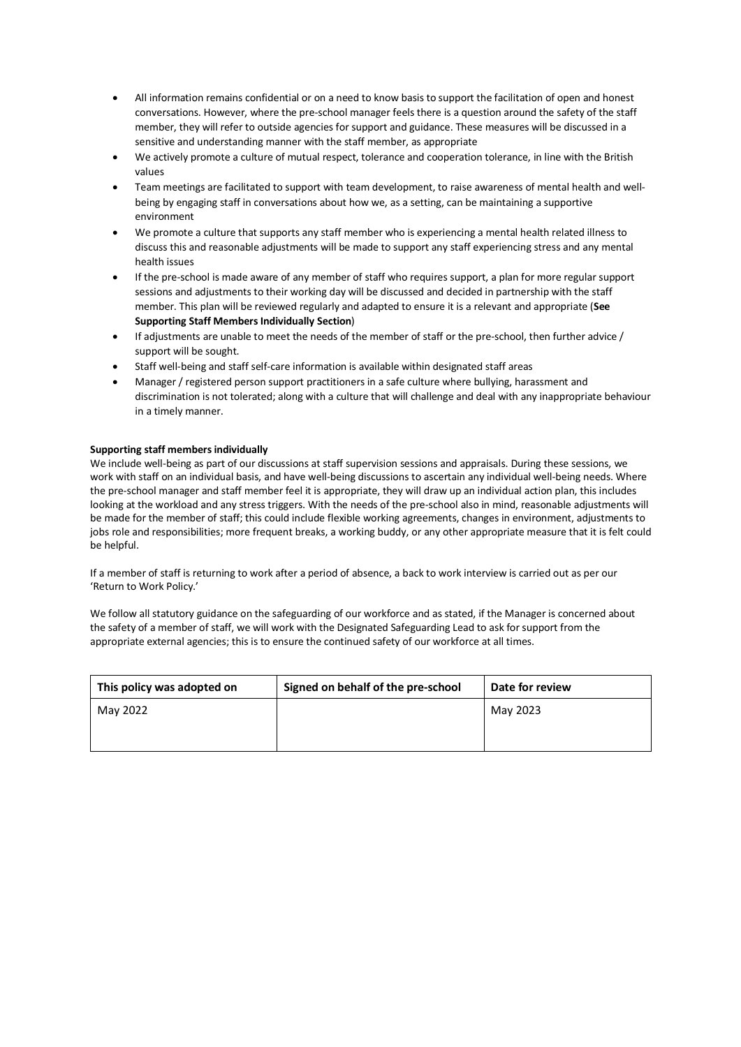- All information remains confidential or on a need to know basis to support the facilitation of open and honest conversations. However, where the pre-school manager feels there is a question around the safety of the staff member, they will refer to outside agencies for support and guidance. These measures will be discussed in a sensitive and understanding manner with the staff member, as appropriate
- We actively promote a culture of mutual respect, tolerance and cooperation tolerance, in line with the British values
- Team meetings are facilitated to support with team development, to raise awareness of mental health and well-being by engaging staff in conversations about how we, as a setting, can be maintaining a supportive environment
- We promote a culture that supports any staff member who is experiencing a mental health related illness to discuss this and reasonable adjustments will be made to support any staff experiencing stress and any mental health issues
- If the pre-school is made aware of any member of staff who requires support, a plan for more regular support sessions and adjustments to their working day will be discussed and decided in partnership with the staff member. This plan will be reviewed regularly and adapted to ensure it is a relevant and appropriate (**See Supporting Staff Members Individually Section**)
- If adjustments are unable to meet the needs of the member of staff or the pre-school, then further advice / support will be sought.
- Staff well-being and staff self-care information is available within designated staff areas
- Manager / registered person support practitioners in a safe culture where bullying, harassment and discrimination is not tolerated; along with a culture that will challenge and deal with any inappropriate behaviour in a timely manner.

**Supporting staff members individually**

We include well-being as part of our discussions at staff supervision sessions and appraisals. During these sessions, we work with staff on an individual basis, and have well-being discussions to ascertain any individual well-being needs. Where the pre-school manager and staff member feel it is appropriate, they will draw up an individual action plan, this includes looking at the workload and any stress triggers. With the needs of the pre-school also in mind, reasonable adjustments will be made for the member of staff; this could include flexible working agreements, changes in environment, adjustments to jobs role and responsibilities; more frequent breaks, a working buddy, or any other appropriate measure that it is felt could be helpful.

If a member of staff is returning to work after a period of absence, a back to work interview is carried out as per our 'Return to Work Policy.'

We follow all statutory guidance on the safeguarding of our workforce and as stated, if the Manager is concerned about the safety of a member of staff, we will work with the Designated Safeguarding Lead to ask for support from the appropriate external agencies; this is to ensure the continued safety of our workforce at all times.

| This policy was adopted on | Signed on behalf of the pre-school | Date for review |
|---|---|---|
| May 2022 | | May 2023 |